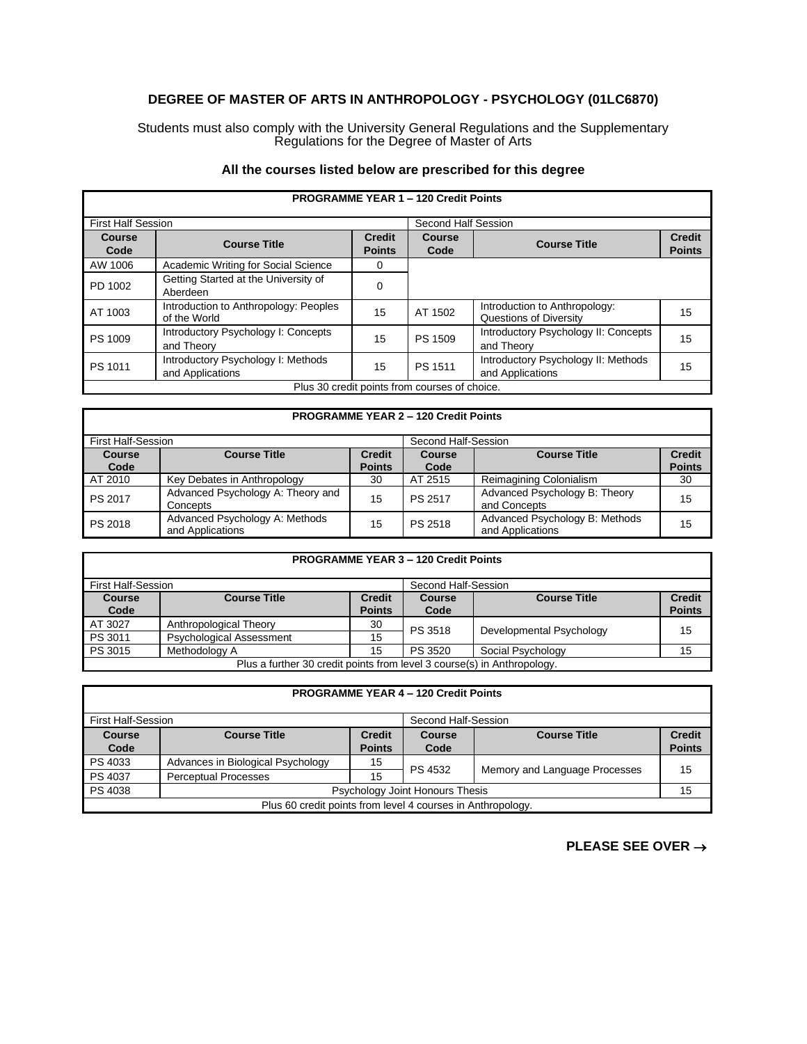# DEGREE OF MASTER OF ARTS IN ANTHROPOLOGY - PSYCHOLOGY (01LC6870)

Students must also comply with the University General Regulations and the Supplementary Regulations for the Degree of Master of Arts

### All the courses listed below are prescribed for this degree

| PROGRAMME YEAR 1 – 120 Credit Points | | | | | |
|---|---|---|---|---|---|
| First Half Session | | | Second Half Session | | |
| Course Code | Course Title | Credit Points | Course Code | Course Title | Credit Points |
| AW 1006 | Academic Writing for Social Science | 0 | | | |
| PD 1002 | Getting Started at the University of Aberdeen | 0 | | | |
| AT 1003 | Introduction to Anthropology: Peoples of the World | 15 | AT 1502 | Introduction to Anthropology: Questions of Diversity | 15 |
| PS 1009 | Introductory Psychology I: Concepts and Theory | 15 | PS 1509 | Introductory Psychology II: Concepts and Theory | 15 |
| PS 1011 | Introductory Psychology I: Methods and Applications | 15 | PS 1511 | Introductory Psychology II: Methods and Applications | 15 |
| Plus 30 credit points from courses of choice. | | | | | |

| PROGRAMME YEAR 2 – 120 Credit Points | | | | | |
|---|---|---|---|---|---|
| First Half-Session | | | Second Half-Session | | |
| Course Code | Course Title | Credit Points | Course Code | Course Title | Credit Points |
| AT 2010 | Key Debates in Anthropology | 30 | AT 2515 | Reimagining Colonialism | 30 |
| PS 2017 | Advanced Psychology A: Theory and Concepts | 15 | PS 2517 | Advanced Psychology B: Theory and Concepts | 15 |
| PS 2018 | Advanced Psychology A: Methods and Applications | 15 | PS 2518 | Advanced Psychology B: Methods and Applications | 15 |

| PROGRAMME YEAR 3 – 120 Credit Points | | | | | |
|---|---|---|---|---|---|
| First Half-Session | | | Second Half-Session | | |
| Course Code | Course Title | Credit Points | Course Code | Course Title | Credit Points |
| AT 3027 | Anthropological Theory | 30 | PS 3518 | Developmental Psychology | 15 |
| PS 3011 | Psychological Assessment | 15 | | | |
| PS 3015 | Methodology A | 15 | PS 3520 | Social Psychology | 15 |
| Plus a further 30 credit points from level 3 course(s) in Anthropology. | | | | | |

| PROGRAMME YEAR 4 – 120 Credit Points | | | | | |
|---|---|---|---|---|---|
| First Half-Session | | | Second Half-Session | | |
| Course Code | Course Title | Credit Points | Course Code | Course Title | Credit Points |
| PS 4033 | Advances in Biological Psychology | 15 | PS 4532 | Memory and Language Processes | 15 |
| PS 4037 | Perceptual Processes | 15 | | | |
| PS 4038 | Psychology Joint Honours Thesis | | | | 15 |
| Plus 60 credit points from level 4 courses in Anthropology. | | | | | |

**PLEASE SEE OVER →**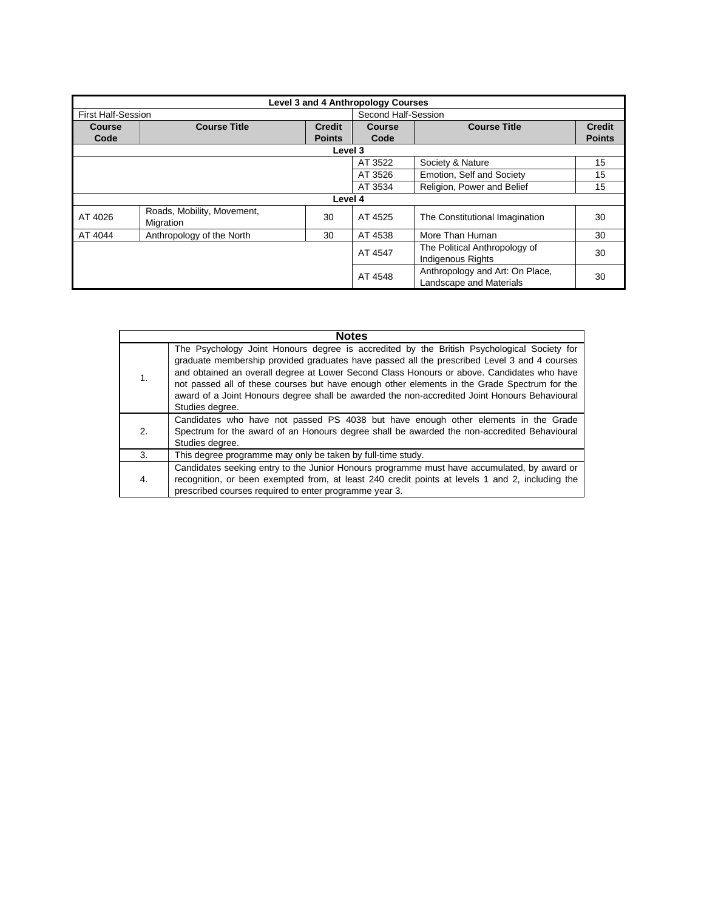| Level 3 and 4 Anthropology Courses | | | | | |
|---|---|---|---|---|---|
| First Half-Session | | | Second Half-Session | | |
| **Course Code** | **Course Title** | **Credit Points** | **Course Code** | **Course Title** | **Credit Points** |
| **Level 3** | | | | | |
| | | | AT 3522 | Society & Nature | 15 |
| | | | AT 3526 | Emotion, Self and Society | 15 |
| | | | AT 3534 | Religion, Power and Belief | 15 |
| **Level 4** | | | | | |
| AT 4026 | Roads, Mobility, Movement, Migration | 30 | AT 4525 | The Constitutional Imagination | 30 |
| AT 4044 | Anthropology of the North | 30 | AT 4538 | More Than Human | 30 |
| | | | AT 4547 | The Political Anthropology of Indigenous Rights | 30 |
| | | | AT 4548 | Anthropology and Art: On Place, Landscape and Materials | 30 |

| **Notes** | |
|---|---|
| 1. | The Psychology Joint Honours degree is accredited by the British Psychological Society for graduate membership provided graduates have passed all the prescribed Level 3 and 4 courses and obtained an overall degree at Lower Second Class Honours or above. Candidates who have not passed all of these courses but have enough other elements in the Grade Spectrum for the award of a Joint Honours degree shall be awarded the non-accredited Joint Honours Behavioural Studies degree. |
| 2. | Candidates who have not passed PS 4038 but have enough other elements in the Grade Spectrum for the award of an Honours degree shall be awarded the non-accredited Behavioural Studies degree. |
| 3. | This degree programme may only be taken by full-time study. |
| 4. | Candidates seeking entry to the Junior Honours programme must have accumulated, by award or recognition, or been exempted from, at least 240 credit points at levels 1 and 2, including the prescribed courses required to enter programme year 3. |